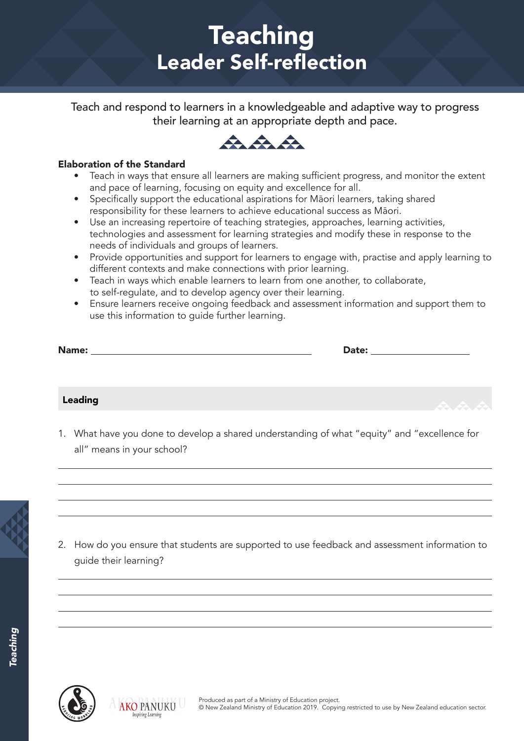# Teaching
## Leader Self-reflection

Teach and respond to learners in a knowledgeable and adaptive way to progress their learning at an appropriate depth and pace.

**Elaboration of the Standard**

- Teach in ways that ensure all learners are making sufficient progress, and monitor the extent and pace of learning, focusing on equity and excellence for all.
- Specifically support the educational aspirations for Māori learners, taking shared responsibility for these learners to achieve educational success as Māori.
- Use an increasing repertoire of teaching strategies, approaches, learning activities, technologies and assessment for learning strategies and modify these in response to the needs of individuals and groups of learners.
- Provide opportunities and support for learners to engage with, practise and apply learning to different contexts and make connections with prior learning.
- Teach in ways which enable learners to learn from one another, to collaborate, to self-regulate, and to develop agency over their learning.
- Ensure learners receive ongoing feedback and assessment information and support them to use this information to guide further learning.

**Name:** ______________________________ **Date:** ____________________

### Leading

1. What have you done to develop a shared understanding of what "equity" and "excellence for all" means in your school?

______________________________________________________________________

______________________________________________________________________

______________________________________________________________________

______________________________________________________________________

2. How do you ensure that students are supported to use feedback and assessment information to guide their learning?

______________________________________________________________________

______________________________________________________________________

______________________________________________________________________

______________________________________________________________________

Produced as part of a Ministry of Education project.
© New Zealand Ministry of Education 2019. Copying restricted to use by New Zealand education sector.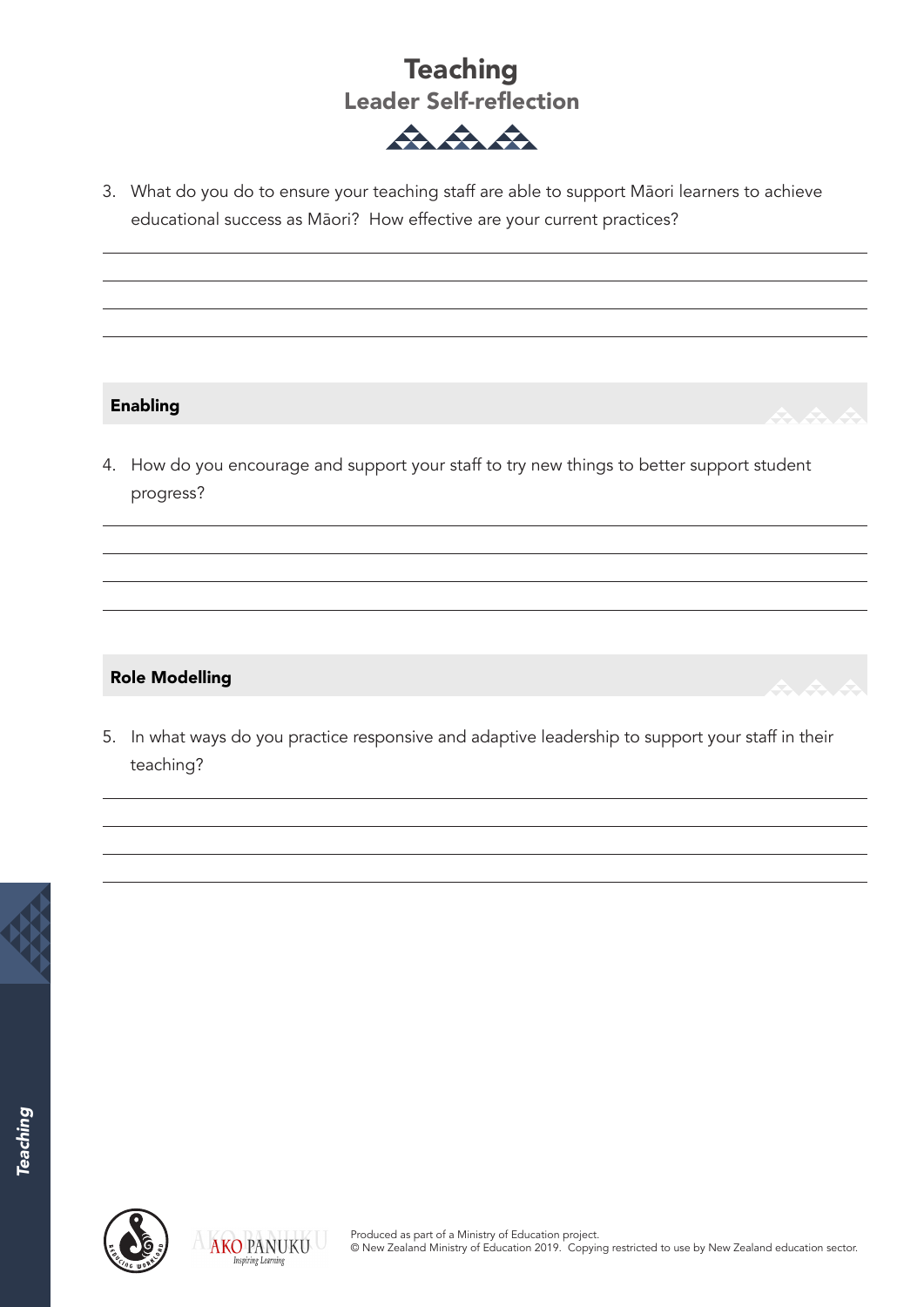# Teaching

## Leader Self-reflection

3. What do you do to ensure your teaching staff are able to support Māori learners to achieve educational success as Māori? How effective are your current practices?

### Enabling

4. How do you encourage and support your staff to try new things to better support student progress?

### Role Modelling

5. In what ways do you practice responsive and adaptive leadership to support your staff in their teaching?

Produced as part of a Ministry of Education project.
© New Zealand Ministry of Education 2019. Copying restricted to use by New Zealand education sector.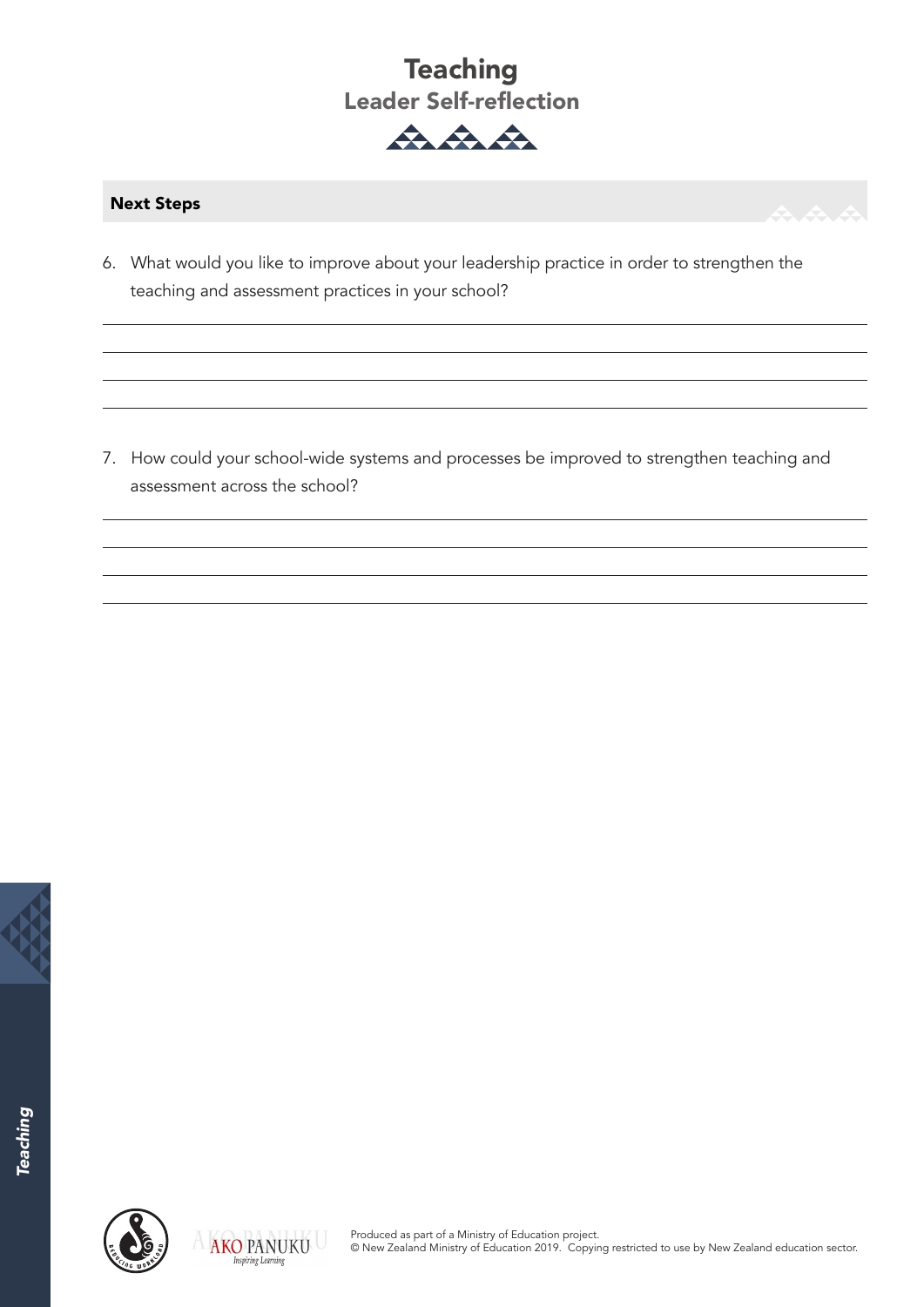# Teaching

## Leader Self-reflection

### Next Steps

6. What would you like to improve about your leadership practice in order to strengthen the teaching and assessment practices in your school?

7. How could your school-wide systems and processes be improved to strengthen teaching and assessment across the school?

Produced as part of a Ministry of Education project.
© New Zealand Ministry of Education 2019. Copying restricted to use by New Zealand education sector.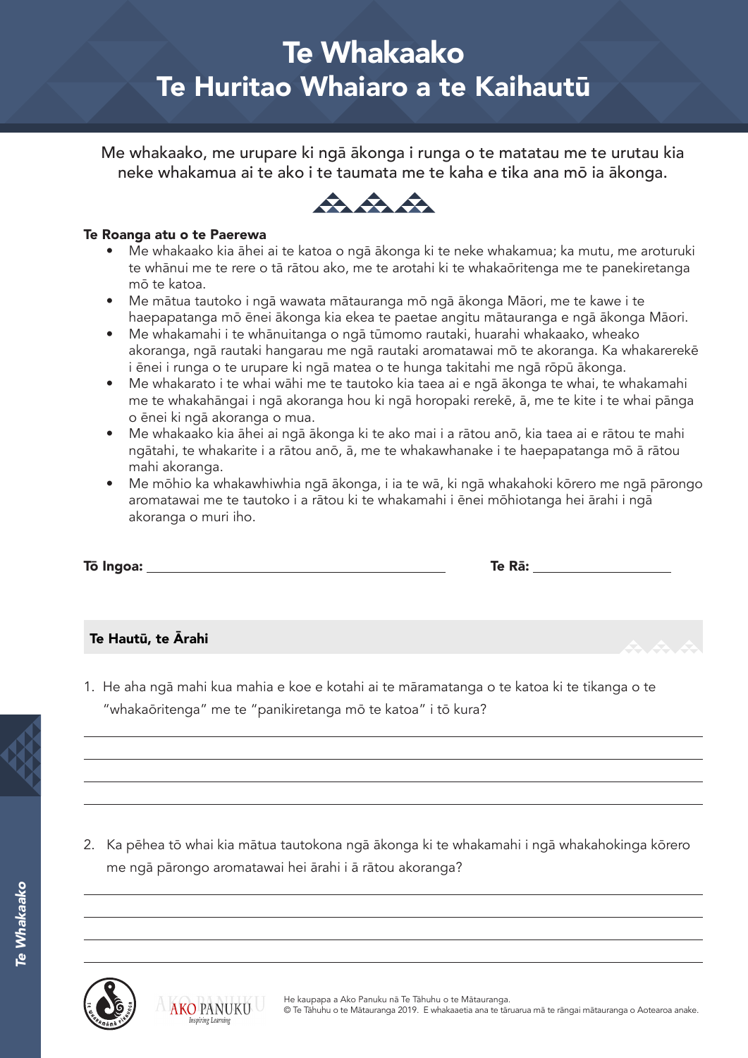# Te Whakaako
# Te Huritao Whaiaro a te Kaihautū

Me whakaako, me urupare ki ngā ākonga i runga o te matatau me te urutau kia neke whakamua ai te ako i te taumata me te kaha e tika ana mō ia ākonga.

**Te Roanga atu o te Paerewa**

- Me whakaako kia āhei ai te katoa o ngā ākonga ki te neke whakamua; ka mutu, me aroturuki te whānui me te rere o tā rātou ako, me te arotahi ki te whakaōritenga me te panekiretanga mō te katoa.
- Me mātua tautoko i ngā wawata mātauranga mō ngā ākonga Māori, me te kawe i te haepapatanga mō ēnei ākonga kia ekea te paetae angitu mātauranga e ngā ākonga Māori.
- Me whakamahi i te whānuitanga o ngā tūmomo rautaki, huarahi whakaako, wheako akoranga, ngā rautaki hangarau me ngā rautaki aromatawai mō te akoranga. Ka whakarerekē i ēnei i runga o te urupare ki ngā matea o te hunga takitahi me ngā rōpū ākonga.
- Me whakarato i te whai wāhi me te tautoko kia taea ai e ngā ākonga te whai, te whakamahi me te whakahāngai i ngā akoranga hou ki ngā horopaki rerekē, ā, me te kite i te whai pānga o ēnei ki ngā akoranga o mua.
- Me whakaako kia āhei ai ngā ākonga ki te ako mai i a rātou anō, kia taea ai e rātou te mahi ngātahi, te whakarite i a rātou anō, ā, me te whakawhanake i te haepapatanga mō ā rātou mahi akoranga.
- Me mōhio ka whakawhiwhia ngā ākonga, i ia te wā, ki ngā whakahoki kōrero me ngā pārongo aromatawai me te tautoko i a rātou ki te whakamahi i ēnei mōhiotanga hei ārahi i ngā akoranga o muri iho.

**Tō Ingoa:** ______________________ **Te Rā:** ______________

## Te Hautū, te Ārahi

1. He aha ngā mahi kua mahia e koe e kotahi ai te māramatanga o te katoa ki te tikanga o te "whakaōritenga" me te "panikiretanga mō te katoa" i tō kura?

______________________________________________

______________________________________________

______________________________________________

______________________________________________

2. Ka pēhea tō whai kia mātua tautokona ngā ākonga ki te whakamahi i ngā whakahokinga kōrero me ngā pārongo aromatawai hei ārahi i ā rātou akoranga?

______________________________________________

______________________________________________

______________________________________________

______________________________________________

He kaupapa a Ako Panuku nā Te Tāhuhu o te Mātauranga.
© Te Tāhuhu o te Mātauranga 2019. E whakaaetia ana te tāruarua mā te rāngai mātauranga o Aotearoa anake.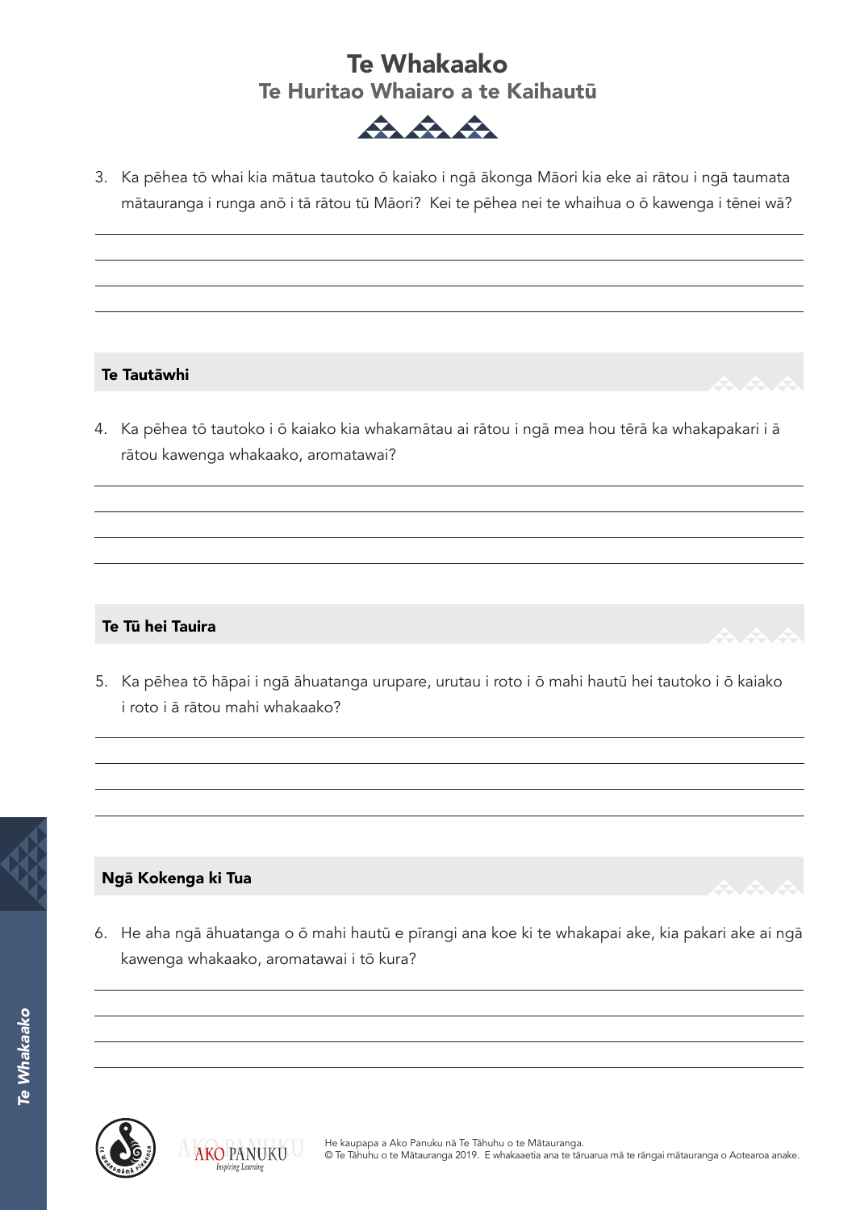# Te Whakaako

## Te Huritao Whaiaro a te Kaihautū

3. Ka pēhea tō whai kia mātua tautoko ō kaiako i ngā ākonga Māori kia eke ai rātou i ngā taumata mātauranga i runga anō i tā rātou tū Māori? Kei te pēhea nei te whaihua o ō kawenga i tēnei wā?

### Te Tautāwhi

4. Ka pēhea tō tautoko i ō kaiako kia whakamātau ai rātou i ngā mea hou tērā ka whakapakari i ā rātou kawenga whakaako, aromatawai?

### Te Tū hei Tauira

5. Ka pēhea tō hāpai i ngā āhuatanga urupare, urutau i roto i ō mahi hautū hei tautoko i ō kaiako i roto i ā rātou mahi whakaako?

### Ngā Kokenga ki Tua

6. He aha ngā āhuatanga o ō mahi hautū e pīrangi ana koe ki te whakapai ake, kia pakari ake ai ngā kawenga whakaako, aromatawai i tō kura?

He kaupapa a Ako Panuku nā Te Tāhuhu o te Mātauranga.
© Te Tāhuhu o te Mātauranga 2019. E whakaaetia ana te tāruarua mā te rāngai mātauranga o Aotearoa anake.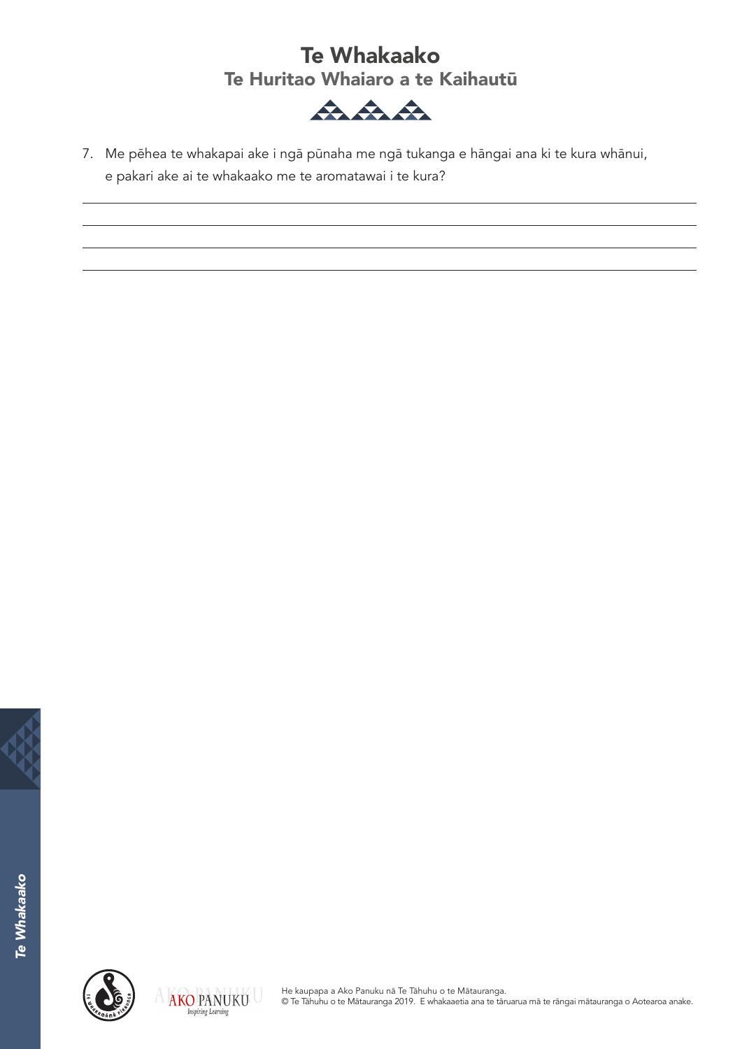# Te Whakaako

## Te Huritao Whaiaro a te Kaihautū

7. Me pēhea te whakapai ake i ngā pūnaha me ngā tukanga e hāngai ana ki te kura whānui, e pakari ake ai te whakaako me te aromatawai i te kura?

He kaupapa a Ako Panuku nā Te Tāhuhu o te Mātauranga.
© Te Tāhuhu o te Mātauranga 2019. E whakaaetia ana te tāruarua mā te rāngai mātauranga o Aotearoa anake.